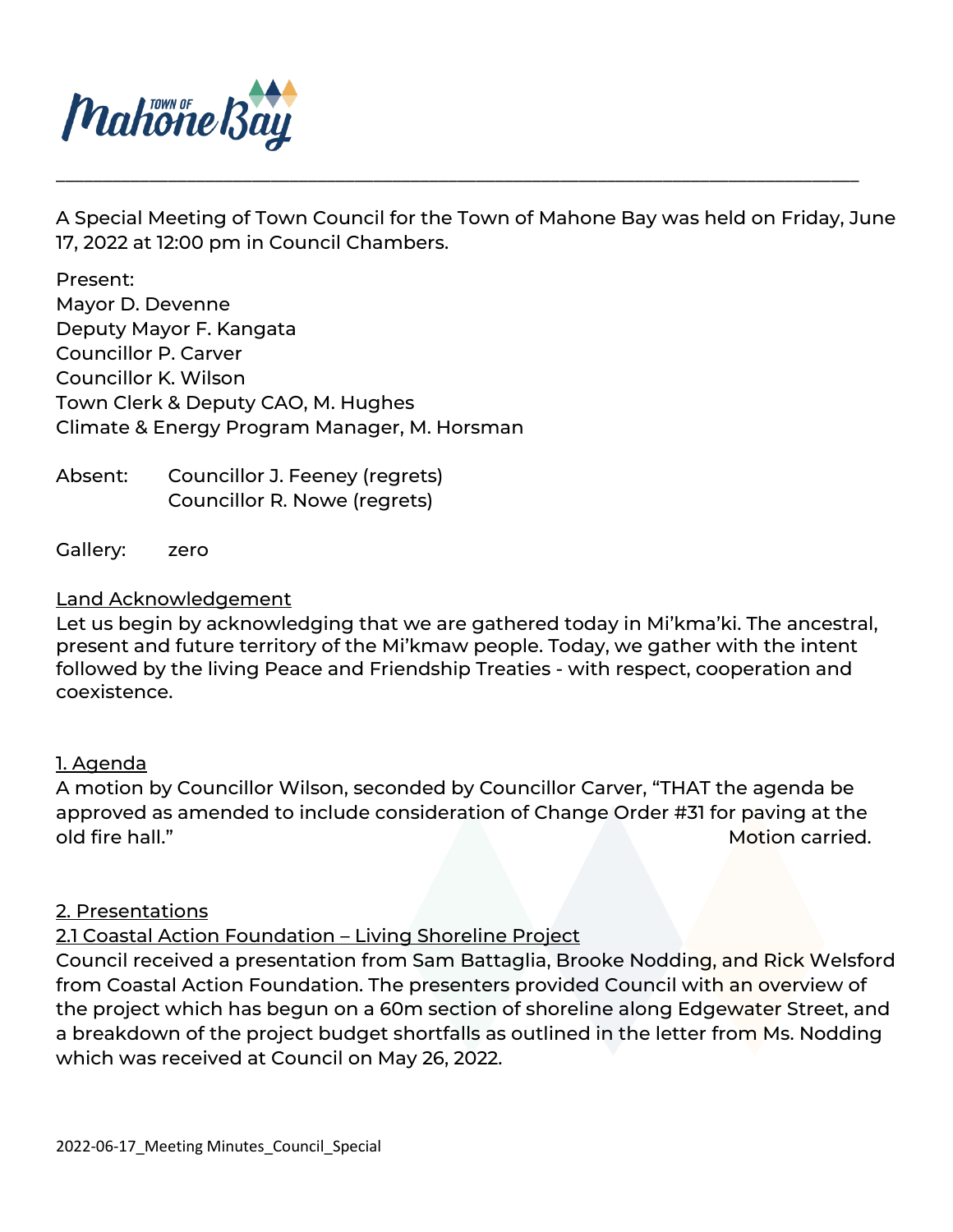A Special Meeting of Town Council for the Town of Mahone Bay was held on Friday, June 17, 2022 at 12:00 pm in Council Chambers.

Present:
Mayor D. Devenne
Deputy Mayor F. Kangata
Councillor P. Carver
Councillor K. Wilson
Town Clerk & Deputy CAO, M. Hughes
Climate & Energy Program Manager, M. Horsman

Absent: Councillor J. Feeney (regrets)
Councillor R. Nowe (regrets)

Gallery: zero

Land Acknowledgement

Let us begin by acknowledging that we are gathered today in Mi'kma'ki. The ancestral, present and future territory of the Mi'kmaw people. Today, we gather with the intent followed by the living Peace and Friendship Treaties - with respect, cooperation and coexistence.

1. Agenda

A motion by Councillor Wilson, seconded by Councillor Carver, "THAT the agenda be approved as amended to include consideration of Change Order #31 for paving at the old fire hall."

Motion carried.

2. Presentations

2.1 Coastal Action Foundation – Living Shoreline Project

Council received a presentation from Sam Battaglia, Brooke Nodding, and Rick Welsford from Coastal Action Foundation. The presenters provided Council with an overview of the project which has begun on a 60m section of shoreline along Edgewater Street, and a breakdown of the project budget shortfalls as outlined in the letter from Ms. Nodding which was received at Council on May 26, 2022.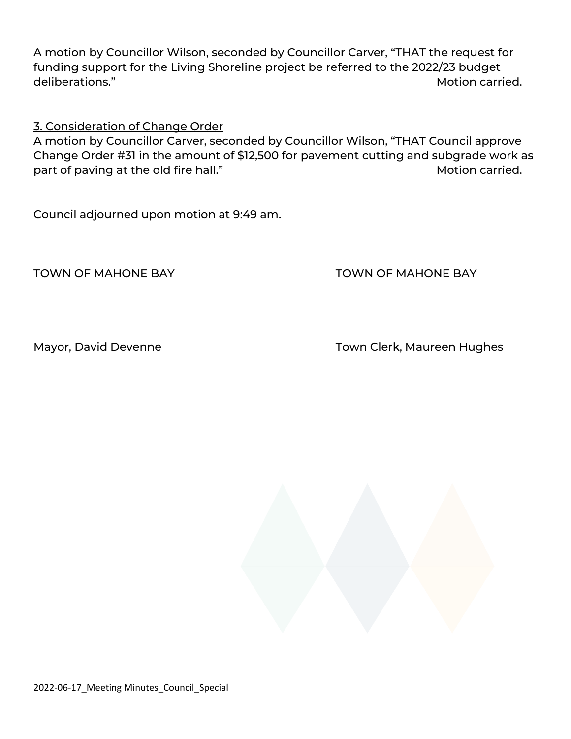A motion by Councillor Wilson, seconded by Councillor Carver, “THAT the request for funding support for the Living Shoreline project be referred to the 2022/23 budget deliberations.” Motion carried.

3. Consideration of Change Order

A motion by Councillor Carver, seconded by Councillor Wilson, “THAT Council approve Change Order #31 in the amount of $12,500 for pavement cutting and subgrade work as part of paving at the old fire hall.” Motion carried.

Council adjourned upon motion at 9:49 am.

| | |
|---|---|
| TOWN OF MAHONE BAY | TOWN OF MAHONE BAY |
| Mayor, David Devenne | Town Clerk, Maureen Hughes |